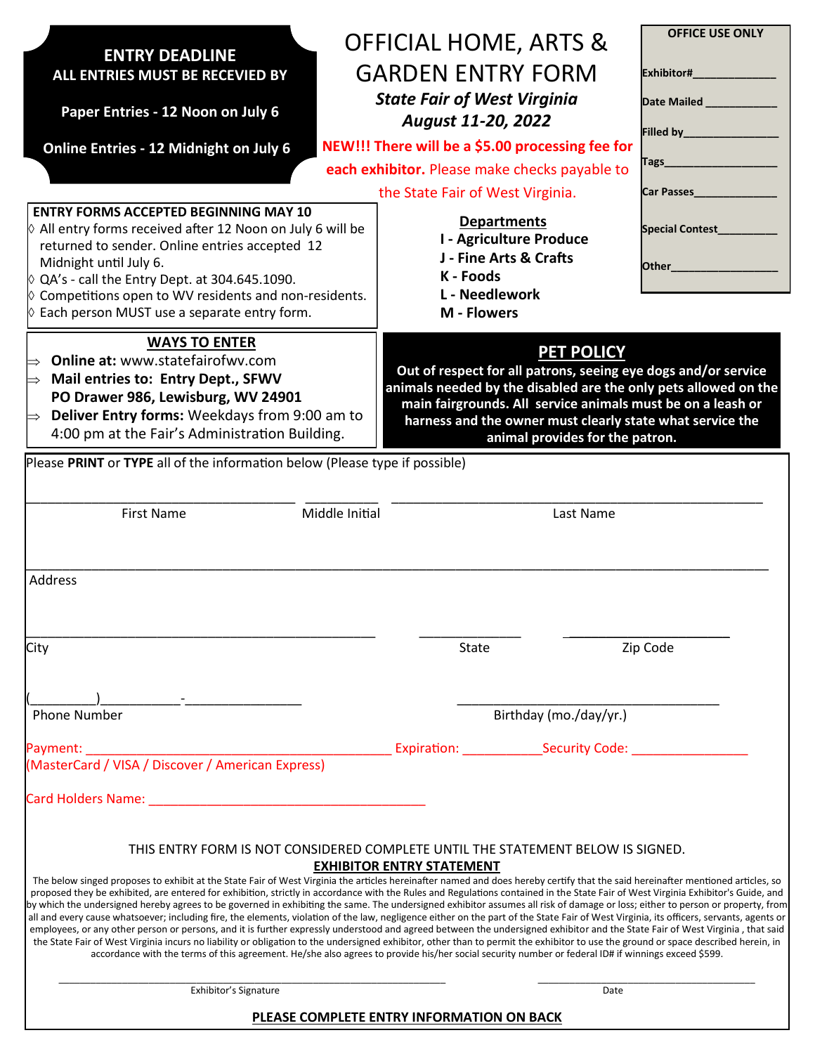**ENTRY DEADLINE**
**ALL ENTRIES MUST BE RECEVIED BY**

**Paper Entries - 12 Noon on July 6**

**Online Entries - 12 Midnight on July 6**

# OFFICIAL HOME, ARTS & GARDEN ENTRY FORM

***State Fair of West Virginia***
***August 11-20, 2022***

**NEW!!! There will be a $5.00 processing fee for each exhibitor.** Please make checks payable to the State Fair of West Virginia.

**OFFICE USE ONLY**

**Exhibitor#**_____________

**Date Mailed** ___________

**Filled by**_______________

**Tags**__________________

**Car Passes**_____________

**Special Contest**_________

**Other**_________________

**ENTRY FORMS ACCEPTED BEGINNING MAY 10**

- ◊ All entry forms received after 12 Noon on July 6 will be returned to sender. Online entries accepted 12 Midnight until July 6.
- ◊ QA's - call the Entry Dept. at 304.645.1090.
- ◊ Competitions open to WV residents and non-residents.
- ◊ Each person MUST use a separate entry form.

**Departments**

**I - Agriculture Produce**
**J - Fine Arts & Crafts**
**K - Foods**
**L - Needlework**
**M - Flowers**

**WAYS TO ENTER**

- ⇒ **Online at:** www.statefairofwv.com
- ⇒ **Mail entries to: Entry Dept., SFWV PO Drawer 986, Lewisburg, WV 24901**
- ⇒ **Deliver Entry forms:** Weekdays from 9:00 am to 4:00 pm at the Fair's Administration Building.

**PET POLICY**

**Out of respect for all patrons, seeing eye dogs and/or service animals needed by the disabled are the only pets allowed on the main fairgrounds. All service animals must be on a leash or harness and the owner must clearly state what service the animal provides for the patron.**

Please **PRINT** or **TYPE** all of the information below (Please type if possible)

____________________________________ __________ __________________________________________________
First Name Middle Initial Last Name

______________________________________________________________________________________________
Address

______________________________________________ _____________ _____________________
City State Zip Code

(_________)__________-_______________ __________________________________
Phone Number Birthday (mo./day/yr.)

Payment: ________________________________________ Expiration: __________Security Code: _______________
(MasterCard / VISA / Discover / American Express)

Card Holders Name: ____________________________________

THIS ENTRY FORM IS NOT CONSIDERED COMPLETE UNTIL THE STATEMENT BELOW IS SIGNED.

**EXHIBITOR ENTRY STATEMENT**

The below singed proposes to exhibit at the State Fair of West Virginia the articles hereinafter named and does hereby certify that the said hereinafter mentioned articles, so proposed they be exhibited, are entered for exhibition, strictly in accordance with the Rules and Regulations contained in the State Fair of West Virginia Exhibitor's Guide, and by which the undersigned hereby agrees to be governed in exhibiting the same. The undersigned exhibitor assumes all risk of damage or loss; either to person or property, from all and every cause whatsoever; including fire, the elements, violation of the law, negligence either on the part of the State Fair of West Virginia, its officers, servants, agents or employees, or any other person or persons, and it is further expressly understood and agreed between the undersigned exhibitor and the State Fair of West Virginia , that said the State Fair of West Virginia incurs no liability or obligation to the undersigned exhibitor, other than to permit the exhibitor to use the ground or space described herein, in accordance with the terms of this agreement. He/she also agrees to provide his/her social security number or federal ID# if winnings exceed $599.

_____________________________________________________ ______________________________
Exhibitor's Signature Date

**PLEASE COMPLETE ENTRY INFORMATION ON BACK**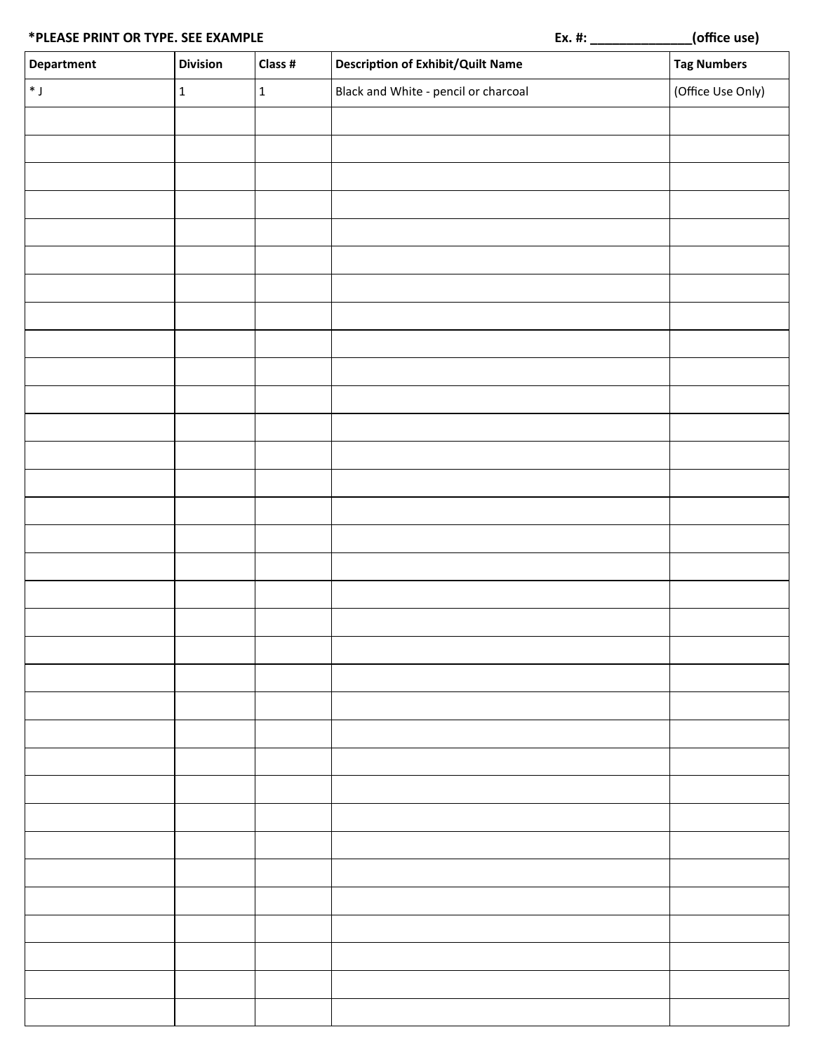*PLEASE PRINT OR TYPE. SEE EXAMPLE

Ex. #: ______________(office use)

| Department | Division | Class # | Description of Exhibit/Quilt Name | Tag Numbers |
|---|---|---|---|---|
| * J | 1 | 1 | Black and White - pencil or charcoal | (Office Use Only) |
| | | | | |
| | | | | |
| | | | | |
| | | | | |
| | | | | |
| | | | | |
| | | | | |
| | | | | |
| | | | | |
| | | | | |
| | | | | |
| | | | | |
| | | | | |
| | | | | |
| | | | | |
| | | | | |
| | | | | |
| | | | | |
| | | | | |
| | | | | |
| | | | | |
| | | | | |
| | | | | |
| | | | | |
| | | | | |
| | | | | |
| | | | | |
| | | | | |
| | | | | |
| | | | | |
| | | | | |
| | | | | |
| | | | | |